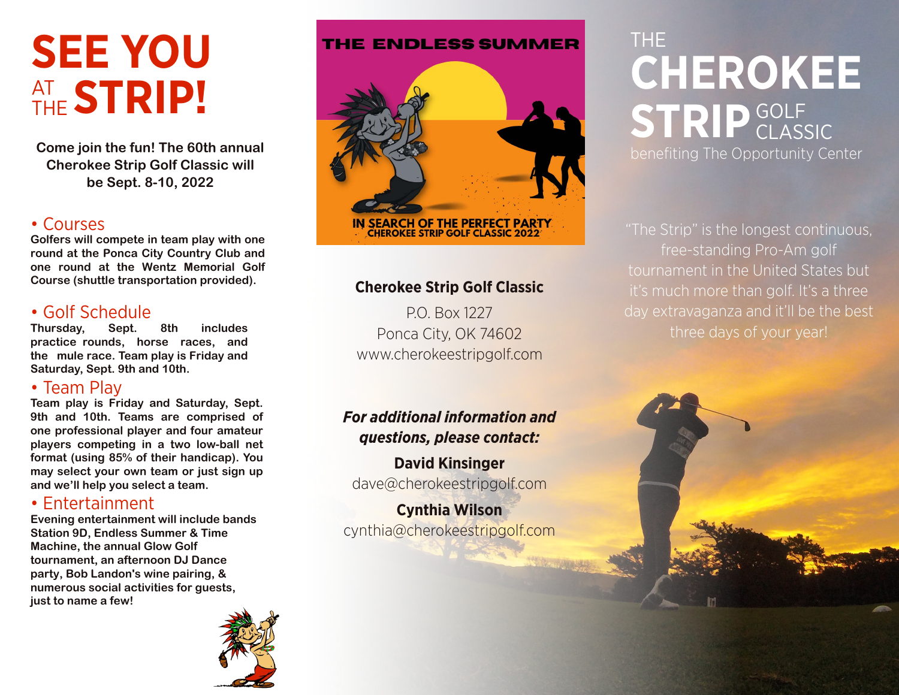# SEE YOU AT THE STRIP!

**Come join the fun! The 60th annual Cherokee Strip Golf Classic will be Sept. 8-10, 2022**

## • Courses

**Golfers will compete in team play with one round at the Ponca City Country Club and one round at the Wentz Memorial Golf Course (shuttle transportation provided).**

## • Golf Schedule

**Thursday, Sept. 8th includes practice rounds, horse races, and the mule race. Team play is Friday and Saturday, Sept. 9th and 10th.**

## • Team Play

**Team play is Friday and Saturday, Sept. 9th and 10th. Teams are comprised of one professional player and four amateur players competing in a two low-ball net format (using 85% of their handicap). You may select your own team or just sign up and we'll help you select a team.**

## • Entertainment

**Evening entertainment will include bands Station 9D, Endless Summer & Time Machine, the annual Glow Golf tournament, an afternoon DJ Dance party, Bob Landon's wine pairing, & numerous social activities for guests, just to name a few!**

THE ENDLESS SUMMER

IN SEARCH OF THE PERFECT PARTY
CHEROKEE STRIP GOLF CLASSIC 2022

**Cherokee Strip Golf Classic**

P.O. Box 1227
Ponca City, OK 74602
www.cherokeestripgolf.com

***For additional information and questions, please contact:***

**David Kinsinger**
dave@cherokeestripgolf.com

**Cynthia Wilson**
cynthia@cherokeestripgolf.com

# THE CHEROKEE STRIP GOLF CLASSIC

benefiting The Opportunity Center

"The Strip" is the longest continuous, free-standing Pro-Am golf tournament in the United States but it's much more than golf. It's a three day extravaganza and it'll be the best three days of your year!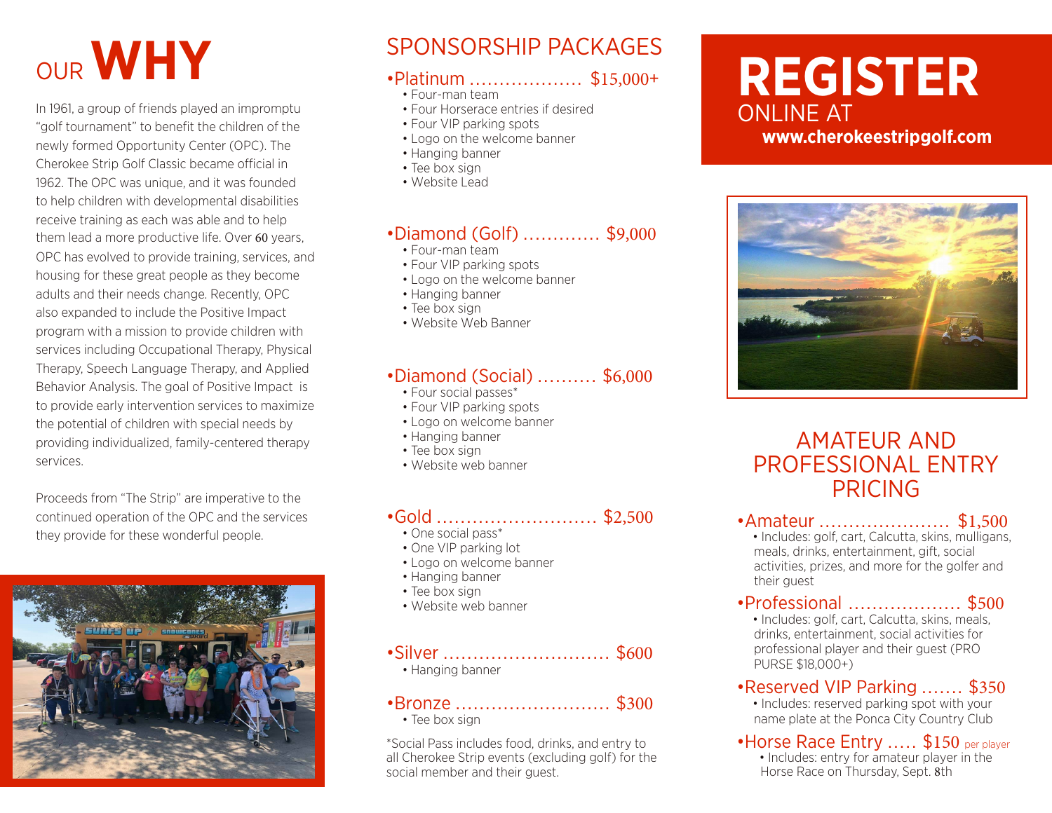# OUR WHY

In 1961, a group of friends played an impromptu "golf tournament" to benefit the children of the newly formed Opportunity Center (OPC). The Cherokee Strip Golf Classic became official in 1962. The OPC was unique, and it was founded to help children with developmental disabilities receive training as each was able and to help them lead a more productive life. Over 60 years, OPC has evolved to provide training, services, and housing for these great people as they become adults and their needs change. Recently, OPC also expanded to include the Positive Impact program with a mission to provide children with services including Occupational Therapy, Physical Therapy, Speech Language Therapy, and Applied Behavior Analysis. The goal of Positive Impact is to provide early intervention services to maximize the potential of children with special needs by providing individualized, family-centered therapy services.

Proceeds from "The Strip" are imperative to the continued operation of the OPC and the services they provide for these wonderful people.

## SPONSORSHIP PACKAGES

**•Platinum .................. $15,000+**
- Four-man team
- Four Horserace entries if desired
- Four VIP parking spots
- Logo on the welcome banner
- Hanging banner
- Tee box sign
- Website Lead

**•Diamond (Golf) ............. $9,000**
- Four-man team
- Four VIP parking spots
- Logo on the welcome banner
- Hanging banner
- Tee box sign
- Website Web Banner

**•Diamond (Social) .......... $6,000**
- Four social passes*
- Four VIP parking spots
- Logo on welcome banner
- Hanging banner
- Tee box sign
- Website web banner

**•Gold ........................... $2,500**
- One social pass*
- One VIP parking lot
- Logo on welcome banner
- Hanging banner
- Tee box sign
- Website web banner

**•Silver ............................ $600**
- Hanging banner

**•Bronze .......................... $300**
- Tee box sign

*Social Pass includes food, drinks, and entry to all Cherokee Strip events (excluding golf) for the social member and their guest.

# REGISTER

ONLINE AT

**www.cherokeestripgolf.com**

## AMATEUR AND PROFESSIONAL ENTRY PRICING

**•Amateur ...................... $1,500**
- Includes: golf, cart, Calcutta, skins, mulligans, meals, drinks, entertainment, gift, social activities, prizes, and more for the golfer and their guest

**•Professional ................... $500**
- Includes: golf, cart, Calcutta, skins, meals, drinks, entertainment, social activities for professional player and their guest (PRO PURSE $18,000+)

**•Reserved VIP Parking ....... $350**
- Includes: reserved parking spot with your name plate at the Ponca City Country Club

**•Horse Race Entry ..... $150** per player
- Includes: entry for amateur player in the Horse Race on Thursday, Sept. 8th